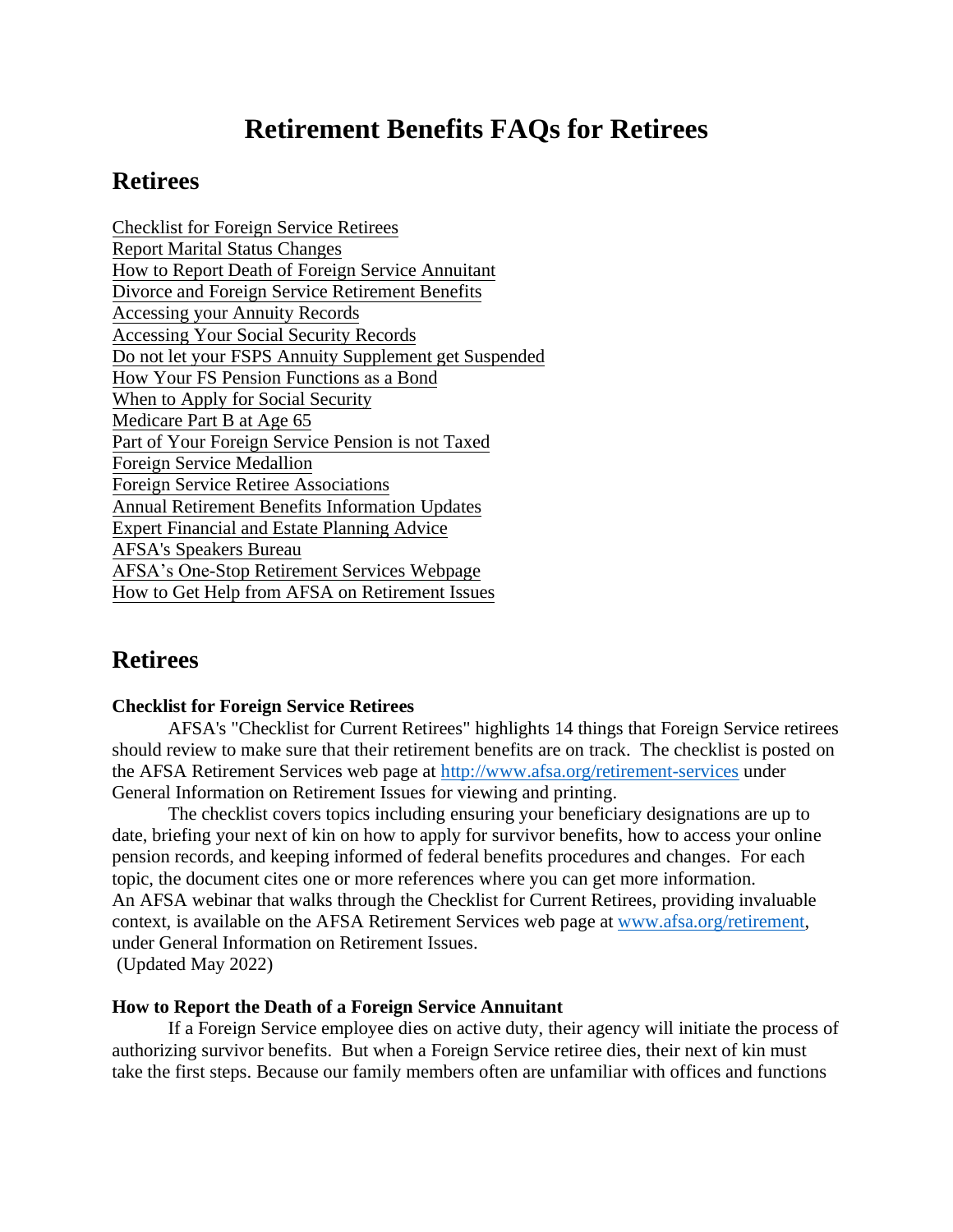# Retirement Benefits FAQs for Retirees

## Retirees

Checklist for Foreign Service Retirees
Report Marital Status Changes
How to Report Death of Foreign Service Annuitant
Divorce and Foreign Service Retirement Benefits
Accessing your Annuity Records
Accessing Your Social Security Records
Do not let your FSPS Annuity Supplement get Suspended
How Your FS Pension Functions as a Bond
When to Apply for Social Security
Medicare Part B at Age 65
Part of Your Foreign Service Pension is not Taxed
Foreign Service Medallion
Foreign Service Retiree Associations
Annual Retirement Benefits Information Updates
Expert Financial and Estate Planning Advice
AFSA's Speakers Bureau
AFSA's One-Stop Retirement Services Webpage
How to Get Help from AFSA on Retirement Issues

## Retirees

**Checklist for Foreign Service Retirees**

AFSA's "Checklist for Current Retirees" highlights 14 things that Foreign Service retirees should review to make sure that their retirement benefits are on track. The checklist is posted on the AFSA Retirement Services web page at http://www.afsa.org/retirement-services under General Information on Retirement Issues for viewing and printing.

The checklist covers topics including ensuring your beneficiary designations are up to date, briefing your next of kin on how to apply for survivor benefits, how to access your online pension records, and keeping informed of federal benefits procedures and changes. For each topic, the document cites one or more references where you can get more information. An AFSA webinar that walks through the Checklist for Current Retirees, providing invaluable context, is available on the AFSA Retirement Services web page at www.afsa.org/retirement, under General Information on Retirement Issues.
(Updated May 2022)

**How to Report the Death of a Foreign Service Annuitant**

If a Foreign Service employee dies on active duty, their agency will initiate the process of authorizing survivor benefits. But when a Foreign Service retiree dies, their next of kin must take the first steps. Because our family members often are unfamiliar with offices and functions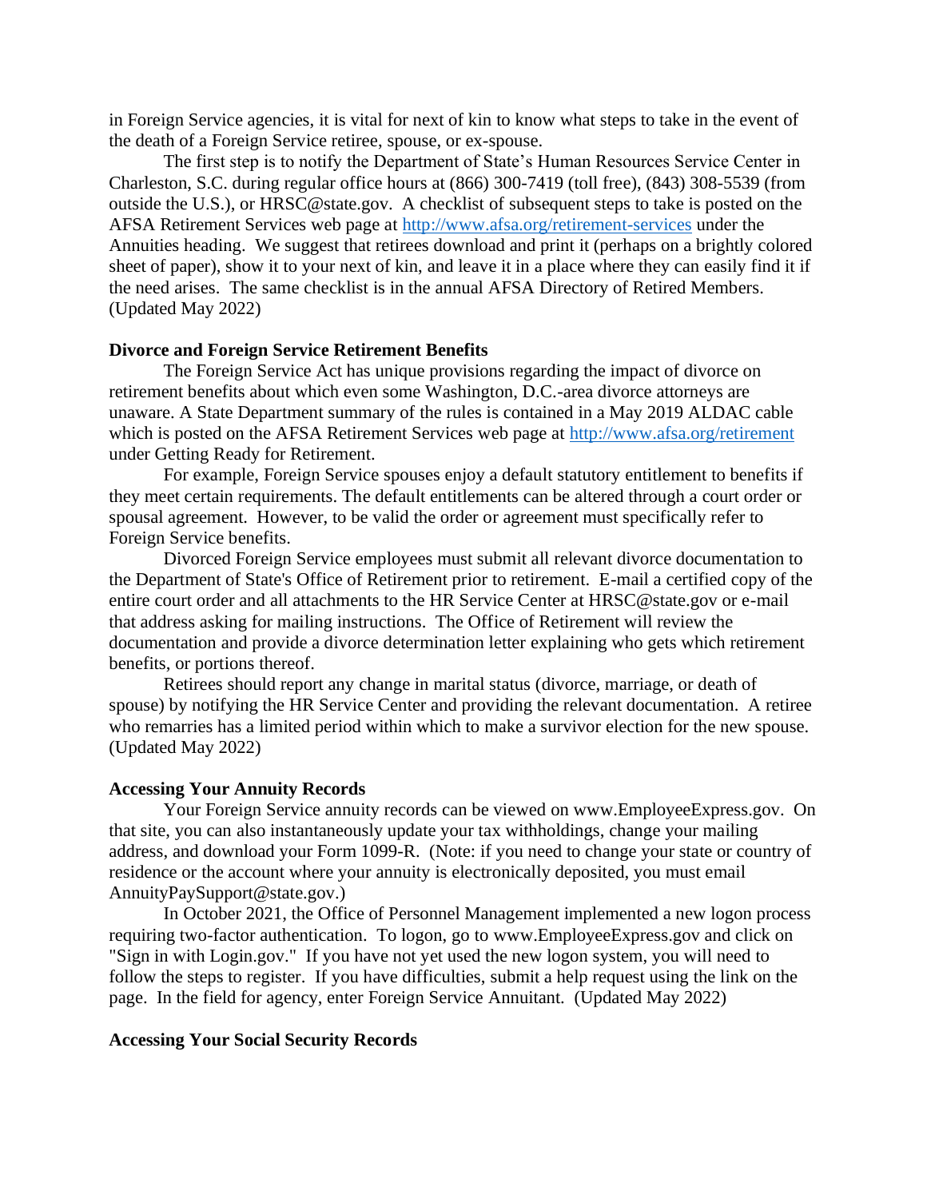in Foreign Service agencies, it is vital for next of kin to know what steps to take in the event of the death of a Foreign Service retiree, spouse, or ex-spouse.

The first step is to notify the Department of State's Human Resources Service Center in Charleston, S.C. during regular office hours at (866) 300-7419 (toll free), (843) 308-5539 (from outside the U.S.), or HRSC@state.gov. A checklist of subsequent steps to take is posted on the AFSA Retirement Services web page at http://www.afsa.org/retirement-services under the Annuities heading. We suggest that retirees download and print it (perhaps on a brightly colored sheet of paper), show it to your next of kin, and leave it in a place where they can easily find it if the need arises. The same checklist is in the annual AFSA Directory of Retired Members. (Updated May 2022)

**Divorce and Foreign Service Retirement Benefits**

The Foreign Service Act has unique provisions regarding the impact of divorce on retirement benefits about which even some Washington, D.C.-area divorce attorneys are unaware. A State Department summary of the rules is contained in a May 2019 ALDAC cable which is posted on the AFSA Retirement Services web page at http://www.afsa.org/retirement under Getting Ready for Retirement.

For example, Foreign Service spouses enjoy a default statutory entitlement to benefits if they meet certain requirements. The default entitlements can be altered through a court order or spousal agreement. However, to be valid the order or agreement must specifically refer to Foreign Service benefits.

Divorced Foreign Service employees must submit all relevant divorce documentation to the Department of State's Office of Retirement prior to retirement. E-mail a certified copy of the entire court order and all attachments to the HR Service Center at HRSC@state.gov or e-mail that address asking for mailing instructions. The Office of Retirement will review the documentation and provide a divorce determination letter explaining who gets which retirement benefits, or portions thereof.

Retirees should report any change in marital status (divorce, marriage, or death of spouse) by notifying the HR Service Center and providing the relevant documentation. A retiree who remarries has a limited period within which to make a survivor election for the new spouse. (Updated May 2022)

**Accessing Your Annuity Records**

Your Foreign Service annuity records can be viewed on www.EmployeeExpress.gov. On that site, you can also instantaneously update your tax withholdings, change your mailing address, and download your Form 1099-R. (Note: if you need to change your state or country of residence or the account where your annuity is electronically deposited, you must email AnnuityPaySupport@state.gov.)

In October 2021, the Office of Personnel Management implemented a new logon process requiring two-factor authentication. To logon, go to www.EmployeeExpress.gov and click on "Sign in with Login.gov." If you have not yet used the new logon system, you will need to follow the steps to register. If you have difficulties, submit a help request using the link on the page. In the field for agency, enter Foreign Service Annuitant. (Updated May 2022)

**Accessing Your Social Security Records**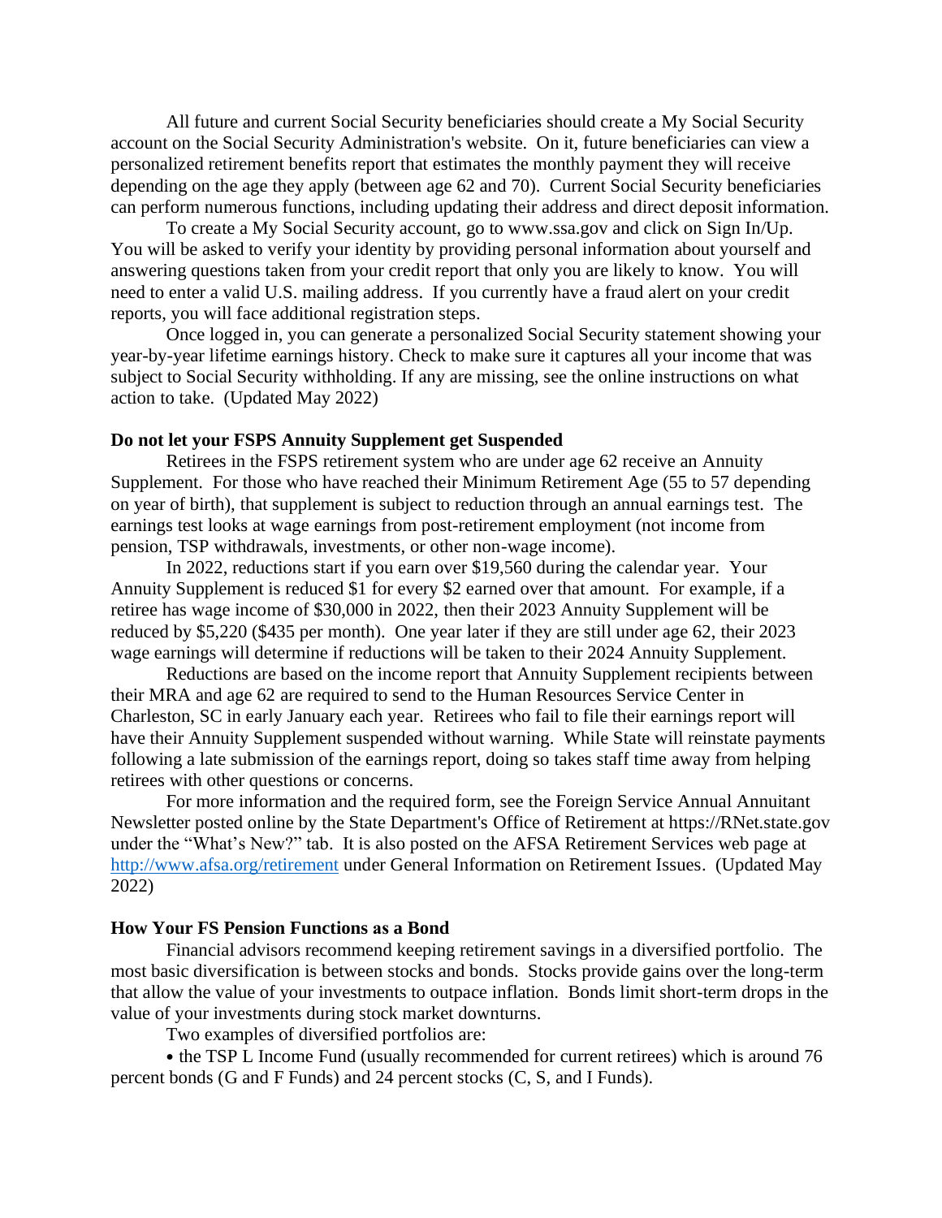All future and current Social Security beneficiaries should create a My Social Security account on the Social Security Administration's website. On it, future beneficiaries can view a personalized retirement benefits report that estimates the monthly payment they will receive depending on the age they apply (between age 62 and 70). Current Social Security beneficiaries can perform numerous functions, including updating their address and direct deposit information.

To create a My Social Security account, go to www.ssa.gov and click on Sign In/Up. You will be asked to verify your identity by providing personal information about yourself and answering questions taken from your credit report that only you are likely to know. You will need to enter a valid U.S. mailing address. If you currently have a fraud alert on your credit reports, you will face additional registration steps.

Once logged in, you can generate a personalized Social Security statement showing your year-by-year lifetime earnings history. Check to make sure it captures all your income that was subject to Social Security withholding. If any are missing, see the online instructions on what action to take. (Updated May 2022)

**Do not let your FSPS Annuity Supplement get Suspended**

Retirees in the FSPS retirement system who are under age 62 receive an Annuity Supplement. For those who have reached their Minimum Retirement Age (55 to 57 depending on year of birth), that supplement is subject to reduction through an annual earnings test. The earnings test looks at wage earnings from post-retirement employment (not income from pension, TSP withdrawals, investments, or other non-wage income).

In 2022, reductions start if you earn over $19,560 during the calendar year. Your Annuity Supplement is reduced $1 for every $2 earned over that amount. For example, if a retiree has wage income of $30,000 in 2022, then their 2023 Annuity Supplement will be reduced by $5,220 ($435 per month). One year later if they are still under age 62, their 2023 wage earnings will determine if reductions will be taken to their 2024 Annuity Supplement.

Reductions are based on the income report that Annuity Supplement recipients between their MRA and age 62 are required to send to the Human Resources Service Center in Charleston, SC in early January each year. Retirees who fail to file their earnings report will have their Annuity Supplement suspended without warning. While State will reinstate payments following a late submission of the earnings report, doing so takes staff time away from helping retirees with other questions or concerns.

For more information and the required form, see the Foreign Service Annual Annuitant Newsletter posted online by the State Department's Office of Retirement at https://RNet.state.gov under the "What's New?" tab. It is also posted on the AFSA Retirement Services web page at [http://www.afsa.org/retirement](http://www.afsa.org/retirement) under General Information on Retirement Issues. (Updated May 2022)

**How Your FS Pension Functions as a Bond**

Financial advisors recommend keeping retirement savings in a diversified portfolio. The most basic diversification is between stocks and bonds. Stocks provide gains over the long-term that allow the value of your investments to outpace inflation. Bonds limit short-term drops in the value of your investments during stock market downturns.

Two examples of diversified portfolios are:

- the TSP L Income Fund (usually recommended for current retirees) which is around 76 percent bonds (G and F Funds) and 24 percent stocks (C, S, and I Funds).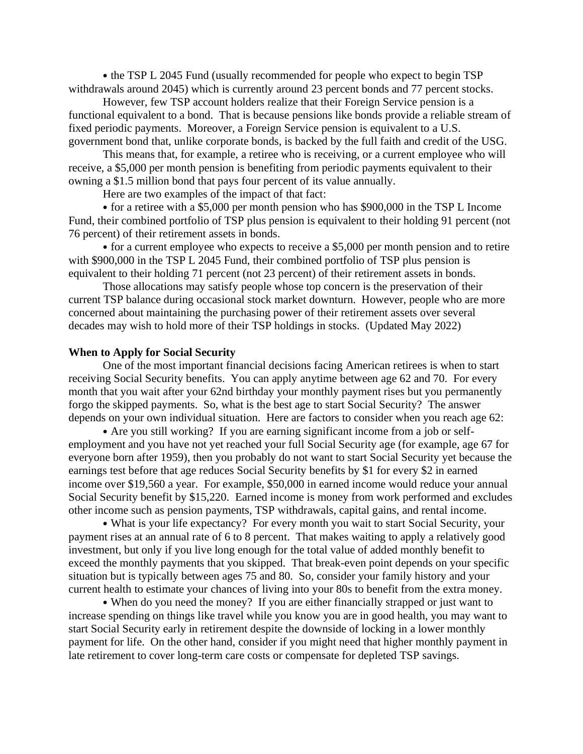• the TSP L 2045 Fund (usually recommended for people who expect to begin TSP withdrawals around 2045) which is currently around 23 percent bonds and 77 percent stocks.

However, few TSP account holders realize that their Foreign Service pension is a functional equivalent to a bond. That is because pensions like bonds provide a reliable stream of fixed periodic payments. Moreover, a Foreign Service pension is equivalent to a U.S. government bond that, unlike corporate bonds, is backed by the full faith and credit of the USG.

This means that, for example, a retiree who is receiving, or a current employee who will receive, a $5,000 per month pension is benefiting from periodic payments equivalent to their owning a $1.5 million bond that pays four percent of its value annually.

Here are two examples of the impact of that fact:

• for a retiree with a $5,000 per month pension who has $900,000 in the TSP L Income Fund, their combined portfolio of TSP plus pension is equivalent to their holding 91 percent (not 76 percent) of their retirement assets in bonds.

• for a current employee who expects to receive a $5,000 per month pension and to retire with $900,000 in the TSP L 2045 Fund, their combined portfolio of TSP plus pension is equivalent to their holding 71 percent (not 23 percent) of their retirement assets in bonds.

Those allocations may satisfy people whose top concern is the preservation of their current TSP balance during occasional stock market downturn. However, people who are more concerned about maintaining the purchasing power of their retirement assets over several decades may wish to hold more of their TSP holdings in stocks. (Updated May 2022)

**When to Apply for Social Security**

One of the most important financial decisions facing American retirees is when to start receiving Social Security benefits. You can apply anytime between age 62 and 70. For every month that you wait after your 62nd birthday your monthly payment rises but you permanently forgo the skipped payments. So, what is the best age to start Social Security? The answer depends on your own individual situation. Here are factors to consider when you reach age 62:

• Are you still working? If you are earning significant income from a job or self-employment and you have not yet reached your full Social Security age (for example, age 67 for everyone born after 1959), then you probably do not want to start Social Security yet because the earnings test before that age reduces Social Security benefits by $1 for every $2 in earned income over $19,560 a year. For example, $50,000 in earned income would reduce your annual Social Security benefit by $15,220. Earned income is money from work performed and excludes other income such as pension payments, TSP withdrawals, capital gains, and rental income.

• What is your life expectancy? For every month you wait to start Social Security, your payment rises at an annual rate of 6 to 8 percent. That makes waiting to apply a relatively good investment, but only if you live long enough for the total value of added monthly benefit to exceed the monthly payments that you skipped. That break-even point depends on your specific situation but is typically between ages 75 and 80. So, consider your family history and your current health to estimate your chances of living into your 80s to benefit from the extra money.

• When do you need the money? If you are either financially strapped or just want to increase spending on things like travel while you know you are in good health, you may want to start Social Security early in retirement despite the downside of locking in a lower monthly payment for life. On the other hand, consider if you might need that higher monthly payment in late retirement to cover long-term care costs or compensate for depleted TSP savings.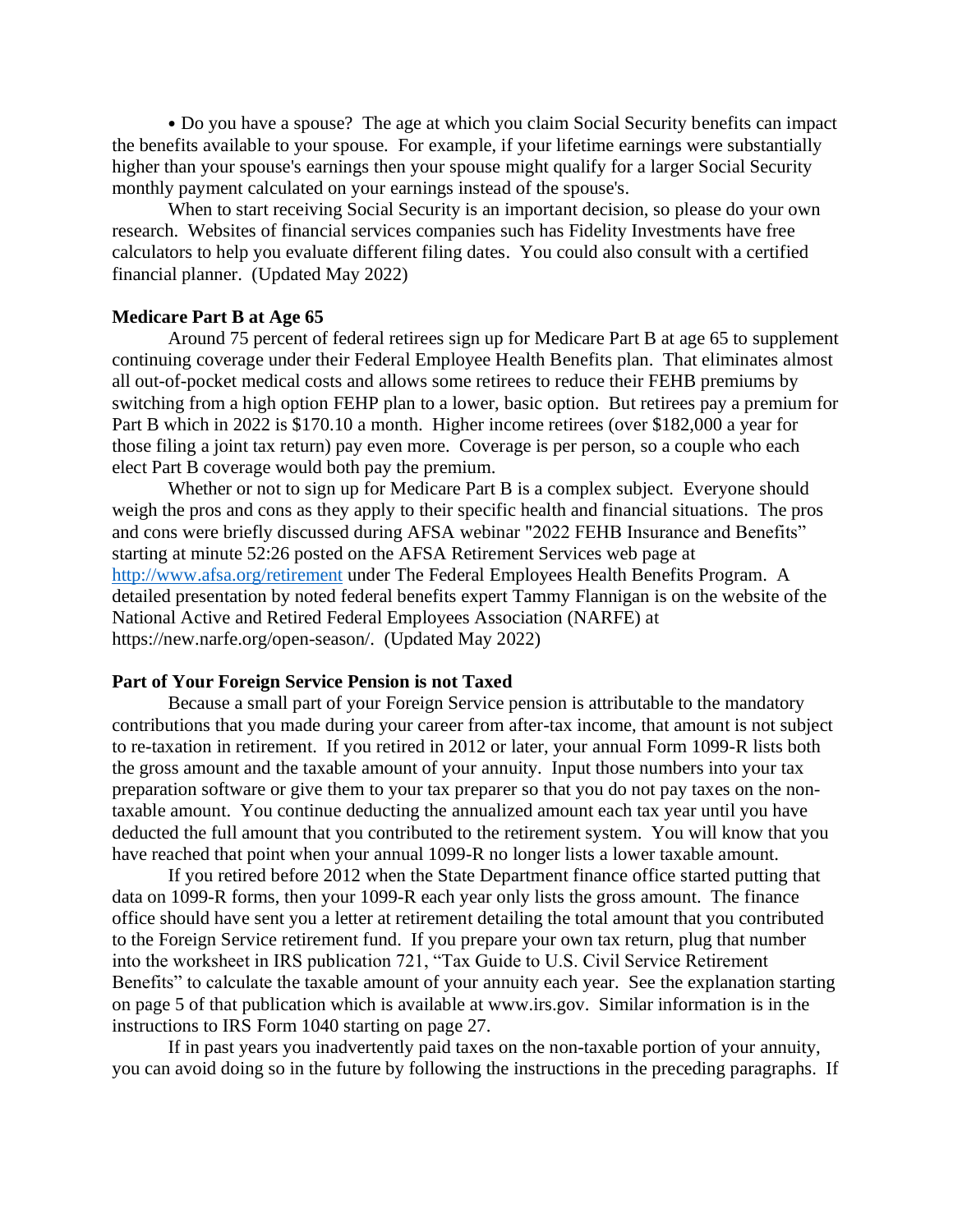• Do you have a spouse? The age at which you claim Social Security benefits can impact the benefits available to your spouse. For example, if your lifetime earnings were substantially higher than your spouse's earnings then your spouse might qualify for a larger Social Security monthly payment calculated on your earnings instead of the spouse's.

When to start receiving Social Security is an important decision, so please do your own research. Websites of financial services companies such has Fidelity Investments have free calculators to help you evaluate different filing dates. You could also consult with a certified financial planner. (Updated May 2022)

**Medicare Part B at Age 65**

Around 75 percent of federal retirees sign up for Medicare Part B at age 65 to supplement continuing coverage under their Federal Employee Health Benefits plan. That eliminates almost all out-of-pocket medical costs and allows some retirees to reduce their FEHB premiums by switching from a high option FEHP plan to a lower, basic option. But retirees pay a premium for Part B which in 2022 is $170.10 a month. Higher income retirees (over $182,000 a year for those filing a joint tax return) pay even more. Coverage is per person, so a couple who each elect Part B coverage would both pay the premium.

Whether or not to sign up for Medicare Part B is a complex subject. Everyone should weigh the pros and cons as they apply to their specific health and financial situations. The pros and cons were briefly discussed during AFSA webinar "2022 FEHB Insurance and Benefits" starting at minute 52:26 posted on the AFSA Retirement Services web page at [http://www.afsa.org/retirement](http://www.afsa.org/retirement) under The Federal Employees Health Benefits Program. A detailed presentation by noted federal benefits expert Tammy Flannigan is on the website of the National Active and Retired Federal Employees Association (NARFE) at https://new.narfe.org/open-season/. (Updated May 2022)

**Part of Your Foreign Service Pension is not Taxed**

Because a small part of your Foreign Service pension is attributable to the mandatory contributions that you made during your career from after-tax income, that amount is not subject to re-taxation in retirement. If you retired in 2012 or later, your annual Form 1099-R lists both the gross amount and the taxable amount of your annuity. Input those numbers into your tax preparation software or give them to your tax preparer so that you do not pay taxes on the non-taxable amount. You continue deducting the annualized amount each tax year until you have deducted the full amount that you contributed to the retirement system. You will know that you have reached that point when your annual 1099-R no longer lists a lower taxable amount.

If you retired before 2012 when the State Department finance office started putting that data on 1099-R forms, then your 1099-R each year only lists the gross amount. The finance office should have sent you a letter at retirement detailing the total amount that you contributed to the Foreign Service retirement fund. If you prepare your own tax return, plug that number into the worksheet in IRS publication 721, "Tax Guide to U.S. Civil Service Retirement Benefits" to calculate the taxable amount of your annuity each year. See the explanation starting on page 5 of that publication which is available at www.irs.gov. Similar information is in the instructions to IRS Form 1040 starting on page 27.

If in past years you inadvertently paid taxes on the non-taxable portion of your annuity, you can avoid doing so in the future by following the instructions in the preceding paragraphs. If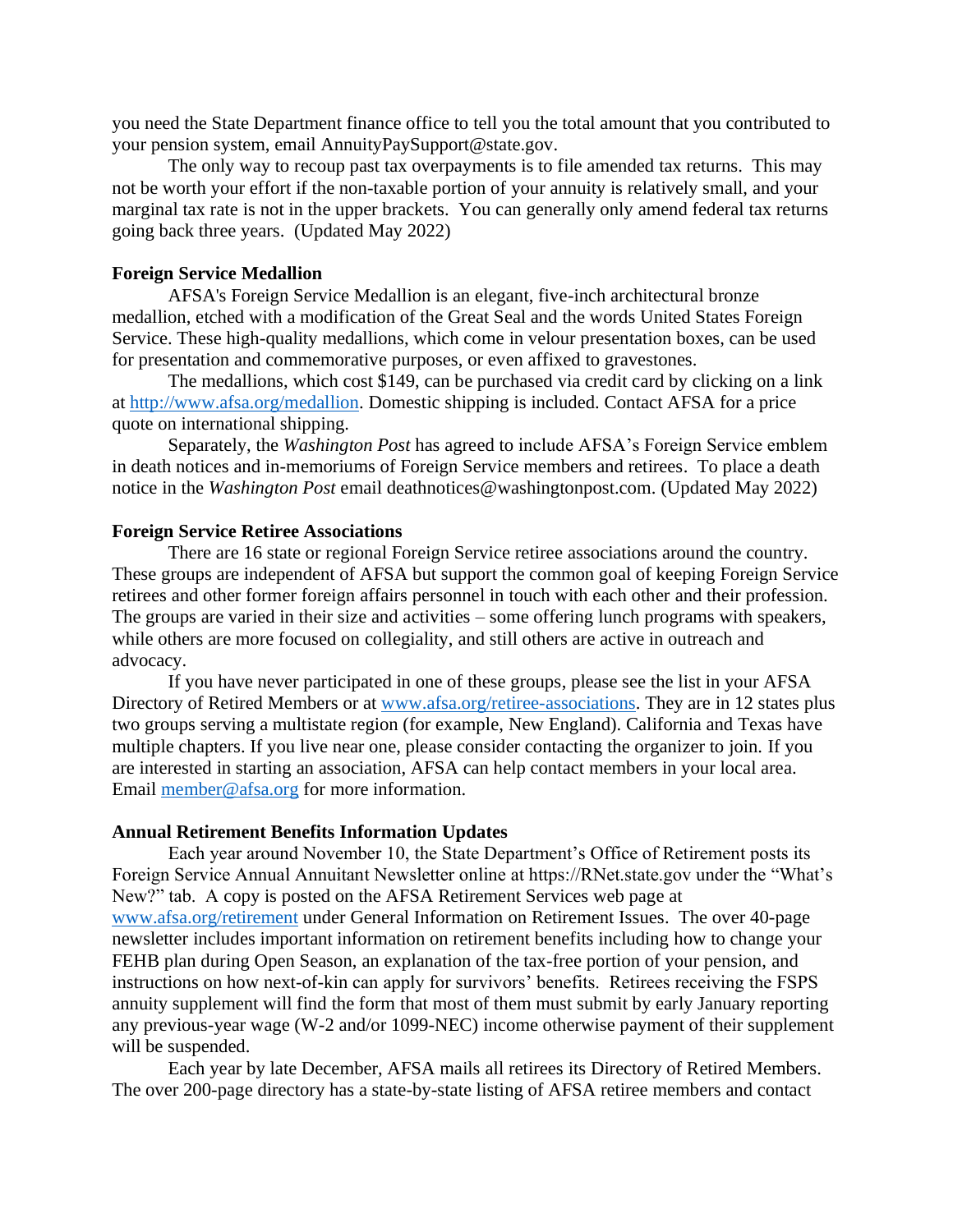you need the State Department finance office to tell you the total amount that you contributed to your pension system, email AnnuityPaySupport@state.gov.

The only way to recoup past tax overpayments is to file amended tax returns. This may not be worth your effort if the non-taxable portion of your annuity is relatively small, and your marginal tax rate is not in the upper brackets. You can generally only amend federal tax returns going back three years. (Updated May 2022)

**Foreign Service Medallion**

AFSA's Foreign Service Medallion is an elegant, five-inch architectural bronze medallion, etched with a modification of the Great Seal and the words United States Foreign Service. These high-quality medallions, which come in velour presentation boxes, can be used for presentation and commemorative purposes, or even affixed to gravestones.

The medallions, which cost $149, can be purchased via credit card by clicking on a link at [http://www.afsa.org/medallion](http://www.afsa.org/medallion). Domestic shipping is included. Contact AFSA for a price quote on international shipping.

Separately, the *Washington Post* has agreed to include AFSA's Foreign Service emblem in death notices and in-memoriums of Foreign Service members and retirees. To place a death notice in the *Washington Post* email deathnotices@washingtonpost.com. (Updated May 2022)

**Foreign Service Retiree Associations**

There are 16 state or regional Foreign Service retiree associations around the country. These groups are independent of AFSA but support the common goal of keeping Foreign Service retirees and other former foreign affairs personnel in touch with each other and their profession. The groups are varied in their size and activities – some offering lunch programs with speakers, while others are more focused on collegiality, and still others are active in outreach and advocacy.

If you have never participated in one of these groups, please see the list in your AFSA Directory of Retired Members or at [www.afsa.org/retiree-associations](www.afsa.org/retiree-associations). They are in 12 states plus two groups serving a multistate region (for example, New England). California and Texas have multiple chapters. If you live near one, please consider contacting the organizer to join. If you are interested in starting an association, AFSA can help contact members in your local area. Email [member@afsa.org](mailto:member@afsa.org) for more information.

**Annual Retirement Benefits Information Updates**

Each year around November 10, the State Department's Office of Retirement posts its Foreign Service Annual Annuitant Newsletter online at https://RNet.state.gov under the "What's New?" tab. A copy is posted on the AFSA Retirement Services web page at [www.afsa.org/retirement](www.afsa.org/retirement) under General Information on Retirement Issues. The over 40-page newsletter includes important information on retirement benefits including how to change your FEHB plan during Open Season, an explanation of the tax-free portion of your pension, and instructions on how next-of-kin can apply for survivors' benefits. Retirees receiving the FSPS annuity supplement will find the form that most of them must submit by early January reporting any previous-year wage (W-2 and/or 1099-NEC) income otherwise payment of their supplement will be suspended.

Each year by late December, AFSA mails all retirees its Directory of Retired Members. The over 200-page directory has a state-by-state listing of AFSA retiree members and contact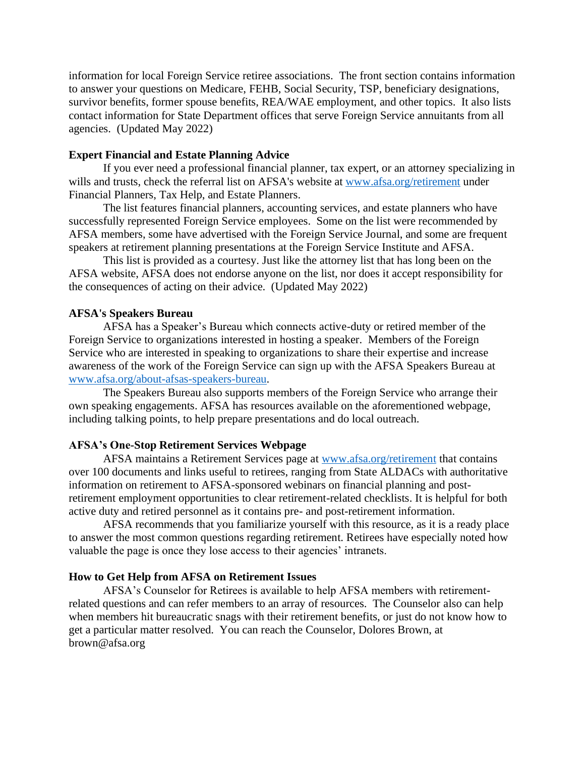information for local Foreign Service retiree associations. The front section contains information to answer your questions on Medicare, FEHB, Social Security, TSP, beneficiary designations, survivor benefits, former spouse benefits, REA/WAE employment, and other topics. It also lists contact information for State Department offices that serve Foreign Service annuitants from all agencies. (Updated May 2022)

**Expert Financial and Estate Planning Advice**

If you ever need a professional financial planner, tax expert, or an attorney specializing in wills and trusts, check the referral list on AFSA's website at [www.afsa.org/retirement](http://www.afsa.org/retirement) under Financial Planners, Tax Help, and Estate Planners.

The list features financial planners, accounting services, and estate planners who have successfully represented Foreign Service employees. Some on the list were recommended by AFSA members, some have advertised with the Foreign Service Journal, and some are frequent speakers at retirement planning presentations at the Foreign Service Institute and AFSA.

This list is provided as a courtesy. Just like the attorney list that has long been on the AFSA website, AFSA does not endorse anyone on the list, nor does it accept responsibility for the consequences of acting on their advice. (Updated May 2022)

**AFSA's Speakers Bureau**

AFSA has a Speaker's Bureau which connects active-duty or retired member of the Foreign Service to organizations interested in hosting a speaker. Members of the Foreign Service who are interested in speaking to organizations to share their expertise and increase awareness of the work of the Foreign Service can sign up with the AFSA Speakers Bureau at [www.afsa.org/about-afsas-speakers-bureau](http://www.afsa.org/about-afsas-speakers-bureau).

The Speakers Bureau also supports members of the Foreign Service who arrange their own speaking engagements. AFSA has resources available on the aforementioned webpage, including talking points, to help prepare presentations and do local outreach.

**AFSA's One-Stop Retirement Services Webpage**

AFSA maintains a Retirement Services page at [www.afsa.org/retirement](http://www.afsa.org/retirement) that contains over 100 documents and links useful to retirees, ranging from State ALDACs with authoritative information on retirement to AFSA-sponsored webinars on financial planning and post-retirement employment opportunities to clear retirement-related checklists. It is helpful for both active duty and retired personnel as it contains pre- and post-retirement information.

AFSA recommends that you familiarize yourself with this resource, as it is a ready place to answer the most common questions regarding retirement. Retirees have especially noted how valuable the page is once they lose access to their agencies' intranets.

**How to Get Help from AFSA on Retirement Issues**

AFSA's Counselor for Retirees is available to help AFSA members with retirement-related questions and can refer members to an array of resources. The Counselor also can help when members hit bureaucratic snags with their retirement benefits, or just do not know how to get a particular matter resolved. You can reach the Counselor, Dolores Brown, at brown@afsa.org